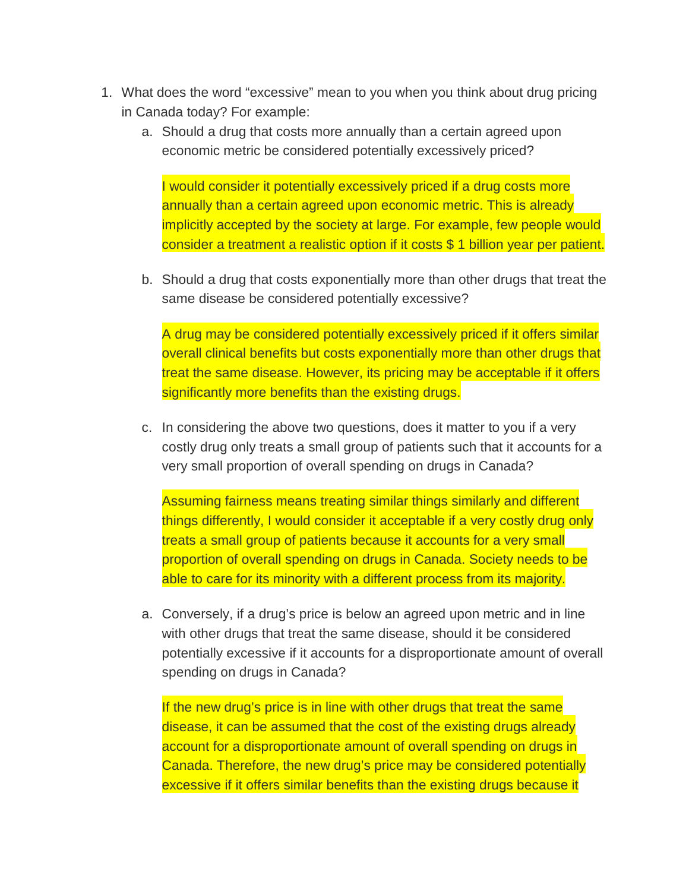1. What does the word "excessive" mean to you when you think about drug pricing in Canada today? For example:
    a. Should a drug that costs more annually than a certain agreed upon economic metric be considered potentially excessively priced?

        I would consider it potentially excessively priced if a drug costs more annually than a certain agreed upon economic metric. This is already implicitly accepted by the society at large. For example, few people would consider a treatment a realistic option if it costs $ 1 billion year per patient.

    b. Should a drug that costs exponentially more than other drugs that treat the same disease be considered potentially excessive?

        A drug may be considered potentially excessively priced if it offers similar overall clinical benefits but costs exponentially more than other drugs that treat the same disease. However, its pricing may be acceptable if it offers significantly more benefits than the existing drugs.

    c. In considering the above two questions, does it matter to you if a very costly drug only treats a small group of patients such that it accounts for a very small proportion of overall spending on drugs in Canada?

        Assuming fairness means treating similar things similarly and different things differently, I would consider it acceptable if a very costly drug only treats a small group of patients because it accounts for a very small proportion of overall spending on drugs in Canada. Society needs to be able to care for its minority with a different process from its majority.

    a. Conversely, if a drug's price is below an agreed upon metric and in line with other drugs that treat the same disease, should it be considered potentially excessive if it accounts for a disproportionate amount of overall spending on drugs in Canada?

        If the new drug's price is in line with other drugs that treat the same disease, it can be assumed that the cost of the existing drugs already account for a disproportionate amount of overall spending on drugs in Canada. Therefore, the new drug's price may be considered potentially excessive if it offers similar benefits than the existing drugs because it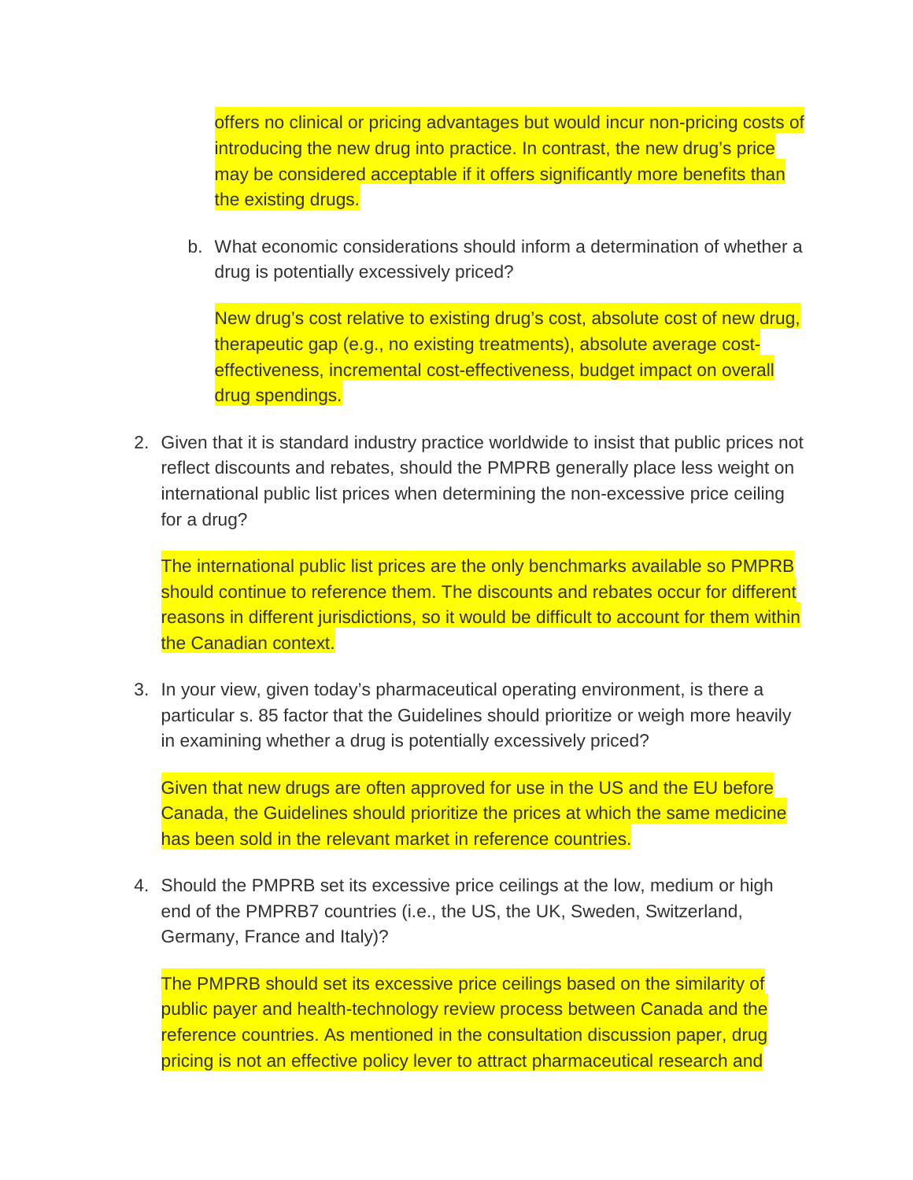offers no clinical or pricing advantages but would incur non-pricing costs of introducing the new drug into practice. In contrast, the new drug's price may be considered acceptable if it offers significantly more benefits than the existing drugs.

b. What economic considerations should inform a determination of whether a drug is potentially excessively priced?

   New drug's cost relative to existing drug's cost, absolute cost of new drug, therapeutic gap (e.g., no existing treatments), absolute average cost-effectiveness, incremental cost-effectiveness, budget impact on overall drug spendings.

2. Given that it is standard industry practice worldwide to insist that public prices not reflect discounts and rebates, should the PMPRB generally place less weight on international public list prices when determining the non-excessive price ceiling for a drug?

   The international public list prices are the only benchmarks available so PMPRB should continue to reference them. The discounts and rebates occur for different reasons in different jurisdictions, so it would be difficult to account for them within the Canadian context.

3. In your view, given today's pharmaceutical operating environment, is there a particular s. 85 factor that the Guidelines should prioritize or weigh more heavily in examining whether a drug is potentially excessively priced?

   Given that new drugs are often approved for use in the US and the EU before Canada, the Guidelines should prioritize the prices at which the same medicine has been sold in the relevant market in reference countries.

4. Should the PMPRB set its excessive price ceilings at the low, medium or high end of the PMPRB7 countries (i.e., the US, the UK, Sweden, Switzerland, Germany, France and Italy)?

   The PMPRB should set its excessive price ceilings based on the similarity of public payer and health-technology review process between Canada and the reference countries. As mentioned in the consultation discussion paper, drug pricing is not an effective policy lever to attract pharmaceutical research and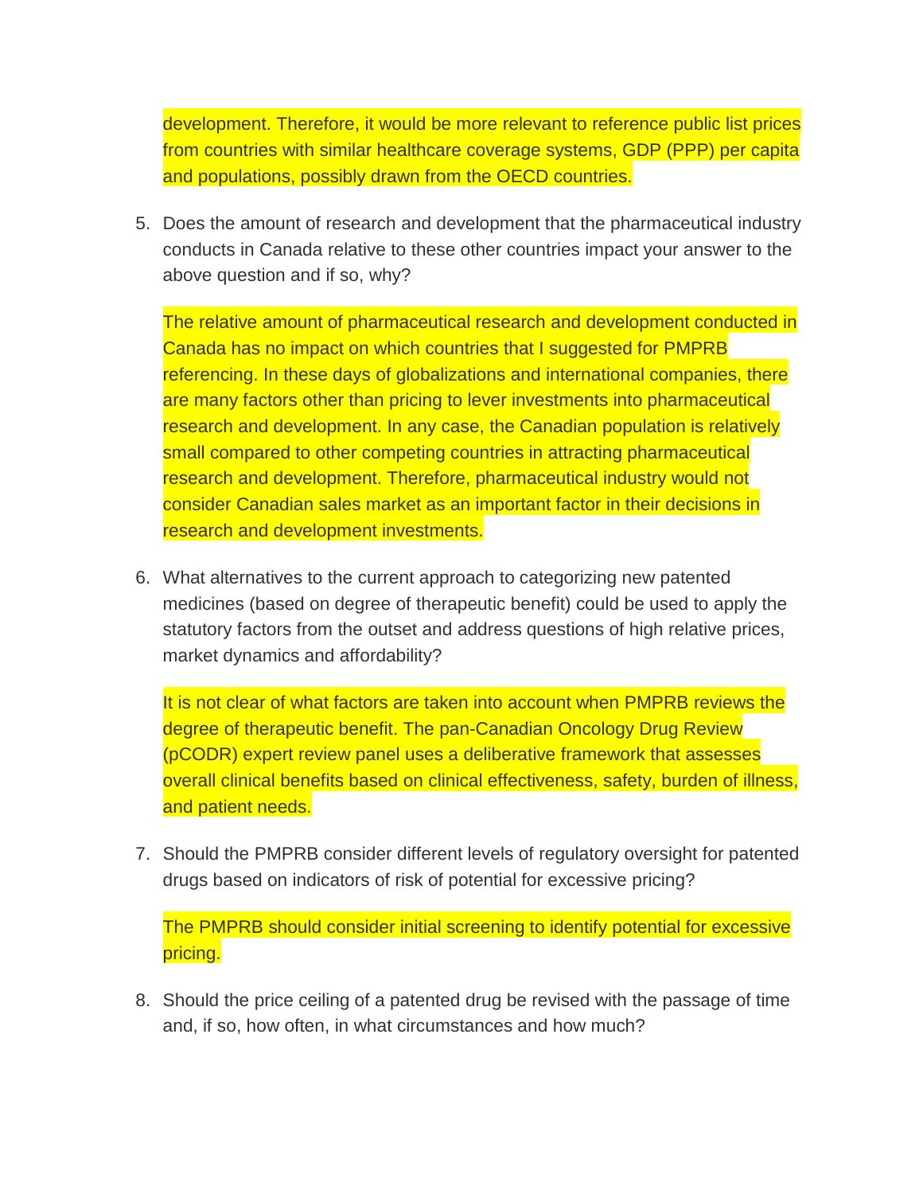development. Therefore, it would be more relevant to reference public list prices from countries with similar healthcare coverage systems, GDP (PPP) per capita and populations, possibly drawn from the OECD countries.

5. Does the amount of research and development that the pharmaceutical industry conducts in Canada relative to these other countries impact your answer to the above question and if so, why?

   The relative amount of pharmaceutical research and development conducted in Canada has no impact on which countries that I suggested for PMPRB referencing. In these days of globalizations and international companies, there are many factors other than pricing to lever investments into pharmaceutical research and development. In any case, the Canadian population is relatively small compared to other competing countries in attracting pharmaceutical research and development. Therefore, pharmaceutical industry would not consider Canadian sales market as an important factor in their decisions in research and development investments.

6. What alternatives to the current approach to categorizing new patented medicines (based on degree of therapeutic benefit) could be used to apply the statutory factors from the outset and address questions of high relative prices, market dynamics and affordability?

   It is not clear of what factors are taken into account when PMPRB reviews the degree of therapeutic benefit. The pan-Canadian Oncology Drug Review (pCODR) expert review panel uses a deliberative framework that assesses overall clinical benefits based on clinical effectiveness, safety, burden of illness, and patient needs.

7. Should the PMPRB consider different levels of regulatory oversight for patented drugs based on indicators of risk of potential for excessive pricing?

   The PMPRB should consider initial screening to identify potential for excessive pricing.

8. Should the price ceiling of a patented drug be revised with the passage of time and, if so, how often, in what circumstances and how much?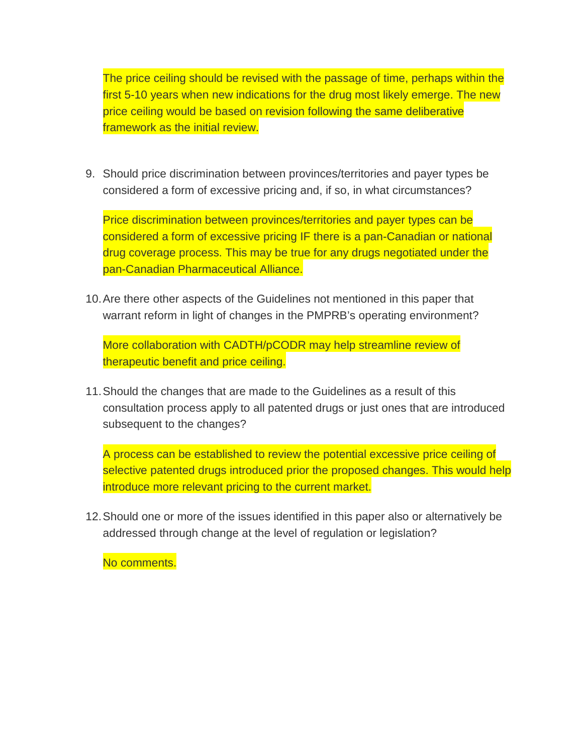The price ceiling should be revised with the passage of time, perhaps within the first 5-10 years when new indications for the drug most likely emerge. The new price ceiling would be based on revision following the same deliberative framework as the initial review.

9. Should price discrimination between provinces/territories and payer types be considered a form of excessive pricing and, if so, in what circumstances?

   Price discrimination between provinces/territories and payer types can be considered a form of excessive pricing IF there is a pan-Canadian or national drug coverage process. This may be true for any drugs negotiated under the pan-Canadian Pharmaceutical Alliance.

10. Are there other aspects of the Guidelines not mentioned in this paper that warrant reform in light of changes in the PMPRB's operating environment?

    More collaboration with CADTH/pCODR may help streamline review of therapeutic benefit and price ceiling.

11. Should the changes that are made to the Guidelines as a result of this consultation process apply to all patented drugs or just ones that are introduced subsequent to the changes?

    A process can be established to review the potential excessive price ceiling of selective patented drugs introduced prior the proposed changes. This would help introduce more relevant pricing to the current market.

12. Should one or more of the issues identified in this paper also or alternatively be addressed through change at the level of regulation or legislation?

    No comments.